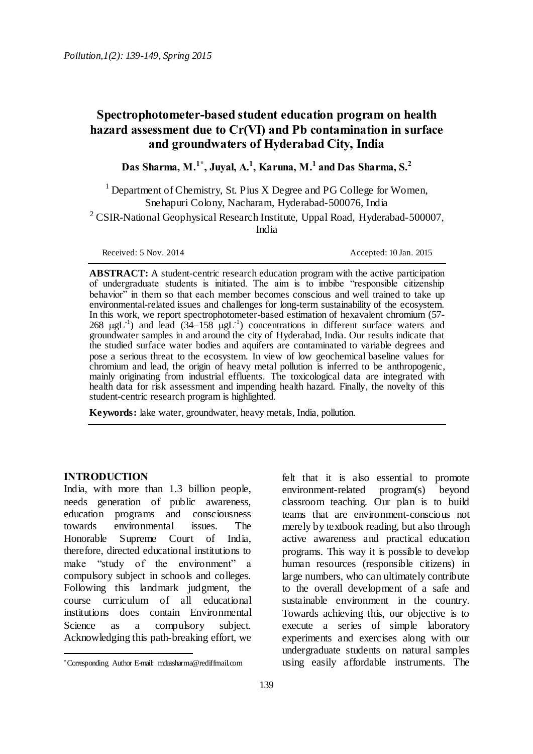# Spectrophotometer-based student education program on health hazard assessment due to Cr(VI) and Pb contamination in surface and groundwaters of Hyderabad City, India

**Das Sharma, M.[1*], Juyal, A.[1], Karuna, M.[1] and Das Sharma, S.[2]**

[1] Department of Chemistry, St. Pius X Degree and PG College for Women, Snehapuri Colony, Nacharam, Hyderabad-500076, India

[2] CSIR-National Geophysical Research Institute, Uppal Road, Hyderabad-500007, India

Received: 5 Nov. 2014 Accepted: 10 Jan. 2015

**ABSTRACT:** A student-centric research education program with the active participation of undergraduate students is initiated. The aim is to imbibe "responsible citizenship behavior" in them so that each member becomes conscious and well trained to take up environmental-related issues and challenges for long-term sustainability of the ecosystem. In this work, we report spectrophotometer-based estimation of hexavalent chromium (57-268 $\mu gL^{-1}$) and lead (34–158 $\mu gL^{-1}$) concentrations in different surface waters and groundwater samples in and around the city of Hyderabad, India. Our results indicate that the studied surface water bodies and aquifers are contaminated to variable degrees and pose a serious threat to the ecosystem. In view of low geochemical baseline values for chromium and lead, the origin of heavy metal pollution is inferred to be anthropogenic, mainly originating from industrial effluents. The toxicological data are integrated with health data for risk assessment and impending health hazard. Finally, the novelty of this student-centric research program is highlighted.

**Keywords:** lake water, groundwater, heavy metals, India, pollution.

## INTRODUCTION

India, with more than 1.3 billion people, needs generation of public awareness, education programs and consciousness towards environmental issues. The Honorable Supreme Court of India, therefore, directed educational institutions to make "study of the environment" a compulsory subject in schools and colleges. Following this landmark judgment, the course curriculum of all educational institutions does contain Environmental Science as a compulsory subject. Acknowledging this path-breaking effort, we felt that it is also essential to promote environment-related program(s) beyond classroom teaching. Our plan is to build teams that are environment-conscious not merely by textbook reading, but also through active awareness and practical education programs. This way it is possible to develop human resources (responsible citizens) in large numbers, who can ultimately contribute to the overall development of a safe and sustainable environment in the country. Towards achieving this, our objective is to execute a series of simple laboratory experiments and exercises along with our undergraduate students on natural samples using easily affordable instruments. The

*Corresponding Author E-mail: mdassharma@rediffmail.com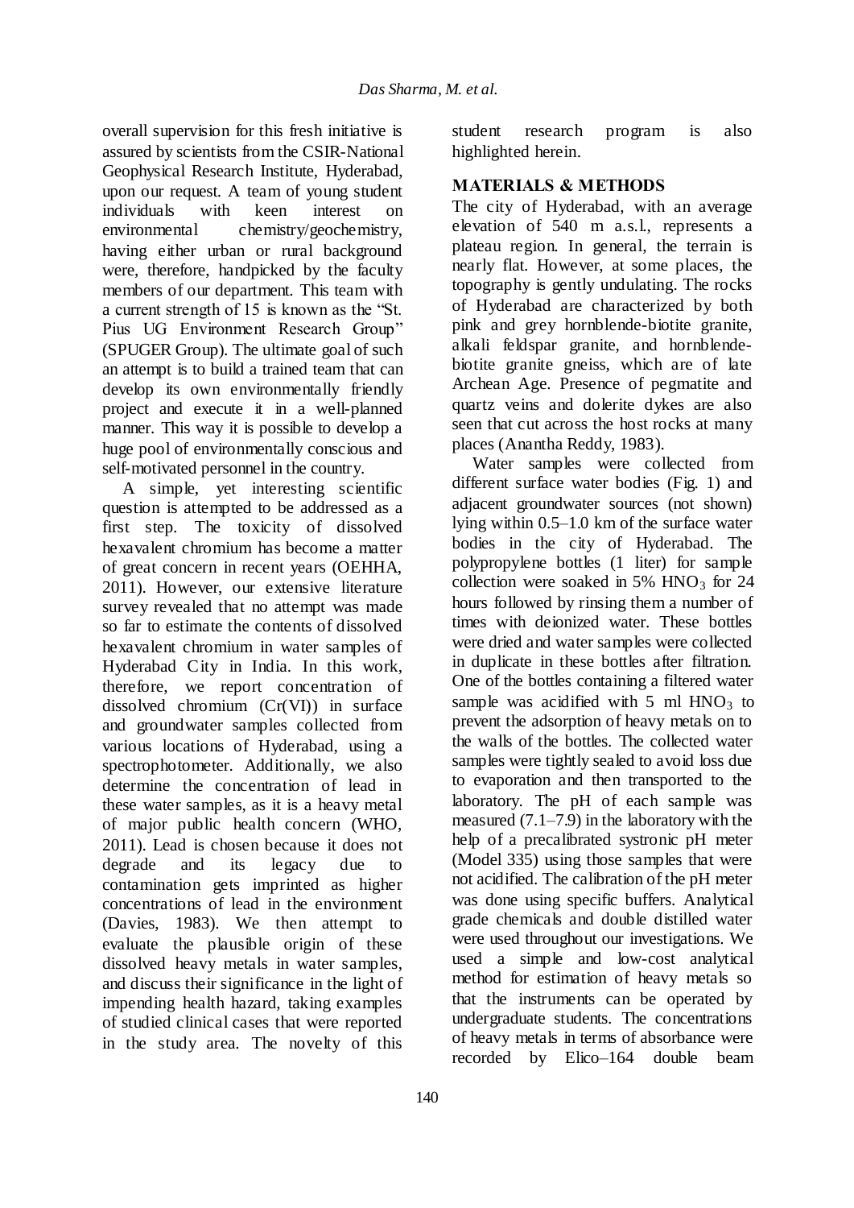overall supervision for this fresh initiative is assured by scientists from the CSIR-National Geophysical Research Institute, Hyderabad, upon our request. A team of young student individuals with keen interest on environmental chemistry/geochemistry, having either urban or rural background were, therefore, handpicked by the faculty members of our department. This team with a current strength of 15 is known as the "St. Pius UG Environment Research Group" (SPUGER Group). The ultimate goal of such an attempt is to build a trained team that can develop its own environmentally friendly project and execute it in a well-planned manner. This way it is possible to develop a huge pool of environmentally conscious and self-motivated personnel in the country.

A simple, yet interesting scientific question is attempted to be addressed as a first step. The toxicity of dissolved hexavalent chromium has become a matter of great concern in recent years (OEHHA, 2011). However, our extensive literature survey revealed that no attempt was made so far to estimate the contents of dissolved hexavalent chromium in water samples of Hyderabad City in India. In this work, therefore, we report concentration of dissolved chromium (Cr(VI)) in surface and groundwater samples collected from various locations of Hyderabad, using a spectrophotometer. Additionally, we also determine the concentration of lead in these water samples, as it is a heavy metal of major public health concern (WHO, 2011). Lead is chosen because it does not degrade and its legacy due to contamination gets imprinted as higher concentrations of lead in the environment (Davies, 1983). We then attempt to evaluate the plausible origin of these dissolved heavy metals in water samples, and discuss their significance in the light of impending health hazard, taking examples of studied clinical cases that were reported in the study area. The novelty of this student research program is also highlighted herein.

## MATERIALS & METHODS

The city of Hyderabad, with an average elevation of 540 m a.s.l., represents a plateau region. In general, the terrain is nearly flat. However, at some places, the topography is gently undulating. The rocks of Hyderabad are characterized by both pink and grey hornblende-biotite granite, alkali feldspar granite, and hornblende-biotite granite gneiss, which are of late Archean Age. Presence of pegmatite and quartz veins and dolerite dykes are also seen that cut across the host rocks at many places (Anantha Reddy, 1983).

Water samples were collected from different surface water bodies (Fig. 1) and adjacent groundwater sources (not shown) lying within 0.5–1.0 km of the surface water bodies in the city of Hyderabad. The polypropylene bottles (1 liter) for sample collection were soaked in 5% $HNO_3$ for 24 hours followed by rinsing them a number of times with deionized water. These bottles were dried and water samples were collected in duplicate in these bottles after filtration. One of the bottles containing a filtered water sample was acidified with 5 ml $HNO_3$ to prevent the adsorption of heavy metals on to the walls of the bottles. The collected water samples were tightly sealed to avoid loss due to evaporation and then transported to the laboratory. The pH of each sample was measured (7.1–7.9) in the laboratory with the help of a precalibrated systronic pH meter (Model 335) using those samples that were not acidified. The calibration of the pH meter was done using specific buffers. Analytical grade chemicals and double distilled water were used throughout our investigations. We used a simple and low-cost analytical method for estimation of heavy metals so that the instruments can be operated by undergraduate students. The concentrations of heavy metals in terms of absorbance were recorded by Elico–164 double beam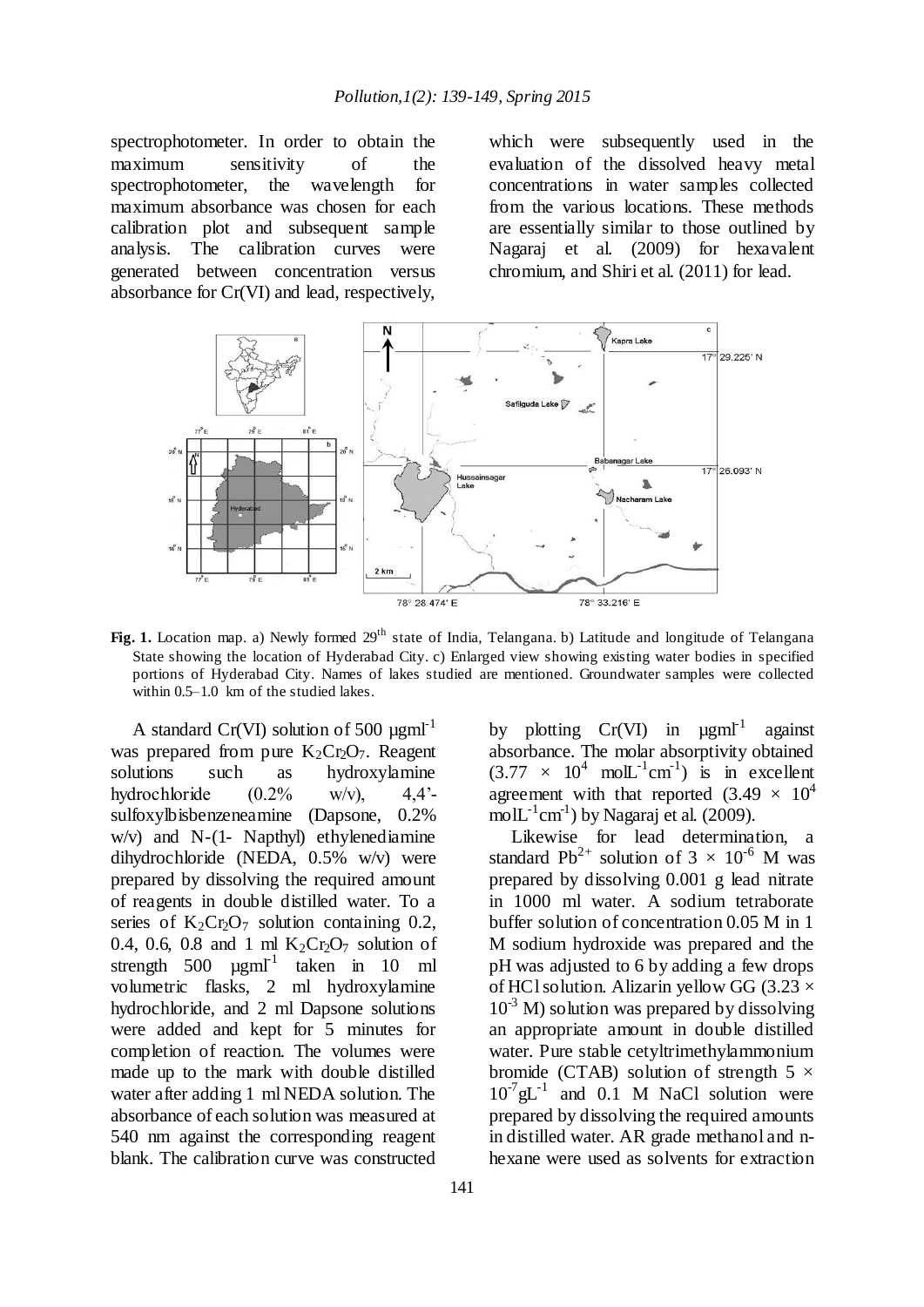spectrophotometer. In order to obtain the maximum sensitivity of the spectrophotometer, the wavelength for maximum absorbance was chosen for each calibration plot and subsequent sample analysis. The calibration curves were generated between concentration versus absorbance for Cr(VI) and lead, respectively, which were subsequently used in the evaluation of the dissolved heavy metal concentrations in water samples collected from the various locations. These methods are essentially similar to those outlined by Nagaraj et al. (2009) for hexavalent chromium, and Shiri et al. (2011) for lead.

**Fig. 1.** Location map. a) Newly formed 29th state of India, Telangana. b) Latitude and longitude of Telangana State showing the location of Hyderabad City. c) Enlarged view showing existing water bodies in specified portions of Hyderabad City. Names of lakes studied are mentioned. Groundwater samples were collected within 0.5–1.0 km of the studied lakes.

A standard Cr(VI) solution of 500 µgml$^{-1}$ was prepared from pure $K_2Cr_2O_7$. Reagent solutions such as hydroxylamine hydrochloride (0.2% w/v), 4,4'-sulfoxylbisbenzeneamine (Dapsone, 0.2% w/v) and N-(1- Napthyl) ethylenediamine dihydrochloride (NEDA, 0.5% w/v) were prepared by dissolving the required amount of reagents in double distilled water. To a series of $K_2Cr_2O_7$ solution containing 0.2, 0.4, 0.6, 0.8 and 1 ml $K_2Cr_2O_7$ solution of strength 500 µgml$^{-1}$ taken in 10 ml volumetric flasks, 2 ml hydroxylamine hydrochloride, and 2 ml Dapsone solutions were added and kept for 5 minutes for completion of reaction. The volumes were made up to the mark with double distilled water after adding 1 ml NEDA solution. The absorbance of each solution was measured at 540 nm against the corresponding reagent blank. The calibration curve was constructed by plotting Cr(VI) in µgml$^{-1}$ against absorbance. The molar absorptivity obtained ($3.77 \times 10^4$ molL$^{-1}$cm$^{-1}$) is in excellent agreement with that reported ($3.49 \times 10^4$ molL$^{-1}$cm$^{-1}$) by Nagaraj et al. (2009).

Likewise for lead determination, a standard $Pb^{2+}$ solution of $3 \times 10^{-6}$ M was prepared by dissolving 0.001 g lead nitrate in 1000 ml water. A sodium tetraborate buffer solution of concentration 0.05 M in 1 M sodium hydroxide was prepared and the pH was adjusted to 6 by adding a few drops of HCl solution. Alizarin yellow GG ($3.23 \times 10^{-3}$ M) solution was prepared by dissolving an appropriate amount in double distilled water. Pure stable cetyltrimethylammonium bromide (CTAB) solution of strength $5 \times 10^{-7}$gL$^{-1}$ and 0.1 M NaCl solution were prepared by dissolving the required amounts in distilled water. AR grade methanol and n-hexane were used as solvents for extraction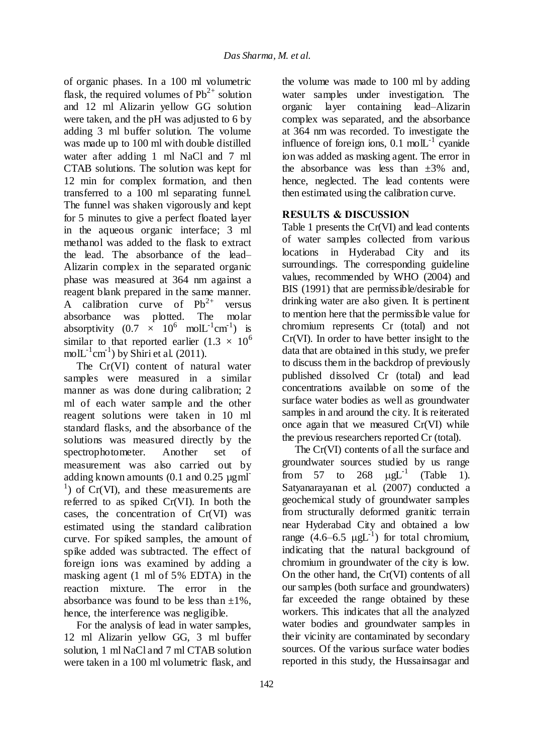of organic phases. In a 100 ml volumetric flask, the required volumes of $Pb^{2+}$ solution and 12 ml Alizarin yellow GG solution were taken, and the pH was adjusted to 6 by adding 3 ml buffer solution. The volume was made up to 100 ml with double distilled water after adding 1 ml NaCl and 7 ml CTAB solutions. The solution was kept for 12 min for complex formation, and then transferred to a 100 ml separating funnel. The funnel was shaken vigorously and kept for 5 minutes to give a perfect floated layer in the aqueous organic interface; 3 ml methanol was added to the flask to extract the lead. The absorbance of the lead–Alizarin complex in the separated organic phase was measured at 364 nm against a reagent blank prepared in the same manner. A calibration curve of $Pb^{2+}$ versus absorbance was plotted. The molar absorptivity ($0.7 \times 10^{6}$ $molL^{-1}cm^{-1}$) is similar to that reported earlier ($1.3 \times 10^{6}$ $molL^{-1}cm^{-1}$) by Shiri et al. (2011).

The Cr(VI) content of natural water samples were measured in a similar manner as was done during calibration; 2 ml of each water sample and the other reagent solutions were taken in 10 ml standard flasks, and the absorbance of the solutions was measured directly by the spectrophotometer. Another set of measurement was also carried out by adding known amounts (0.1 and 0.25 $\mu gml^{-1}$) of Cr(VI), and these measurements are referred to as spiked Cr(VI). In both the cases, the concentration of Cr(VI) was estimated using the standard calibration curve. For spiked samples, the amount of spike added was subtracted. The effect of foreign ions was examined by adding a masking agent (1 ml of 5% EDTA) in the reaction mixture. The error in the absorbance was found to be less than ±1%, hence, the interference was negligible.

For the analysis of lead in water samples, 12 ml Alizarin yellow GG, 3 ml buffer solution, 1 ml NaCl and 7 ml CTAB solution were taken in a 100 ml volumetric flask, and the volume was made to 100 ml by adding water samples under investigation. The organic layer containing lead–Alizarin complex was separated, and the absorbance at 364 nm was recorded. To investigate the influence of foreign ions, 0.1 $molL^{-1}$ cyanide ion was added as masking agent. The error in the absorbance was less than ±3% and, hence, neglected. The lead contents were then estimated using the calibration curve.

## RESULTS & DISCUSSION

Table 1 presents the Cr(VI) and lead contents of water samples collected from various locations in Hyderabad City and its surroundings. The corresponding guideline values, recommended by WHO (2004) and BIS (1991) that are permissible/desirable for drinking water are also given. It is pertinent to mention here that the permissible value for chromium represents Cr (total) and not Cr(VI). In order to have better insight to the data that are obtained in this study, we prefer to discuss them in the backdrop of previously published dissolved Cr (total) and lead concentrations available on some of the surface water bodies as well as groundwater samples in and around the city. It is reiterated once again that we measured Cr(VI) while the previous researchers reported Cr (total).

The Cr(VI) contents of all the surface and groundwater sources studied by us range from 57 to 268 $\mu gL^{-1}$ (Table 1). Satyanarayanan et al. (2007) conducted a geochemical study of groundwater samples from structurally deformed granitic terrain near Hyderabad City and obtained a low range (4.6–6.5 $\mu gL^{-1}$) for total chromium, indicating that the natural background of chromium in groundwater of the city is low. On the other hand, the Cr(VI) contents of all our samples (both surface and groundwaters) far exceeded the range obtained by these workers. This indicates that all the analyzed water bodies and groundwater samples in their vicinity are contaminated by secondary sources. Of the various surface water bodies reported in this study, the Hussainsagar and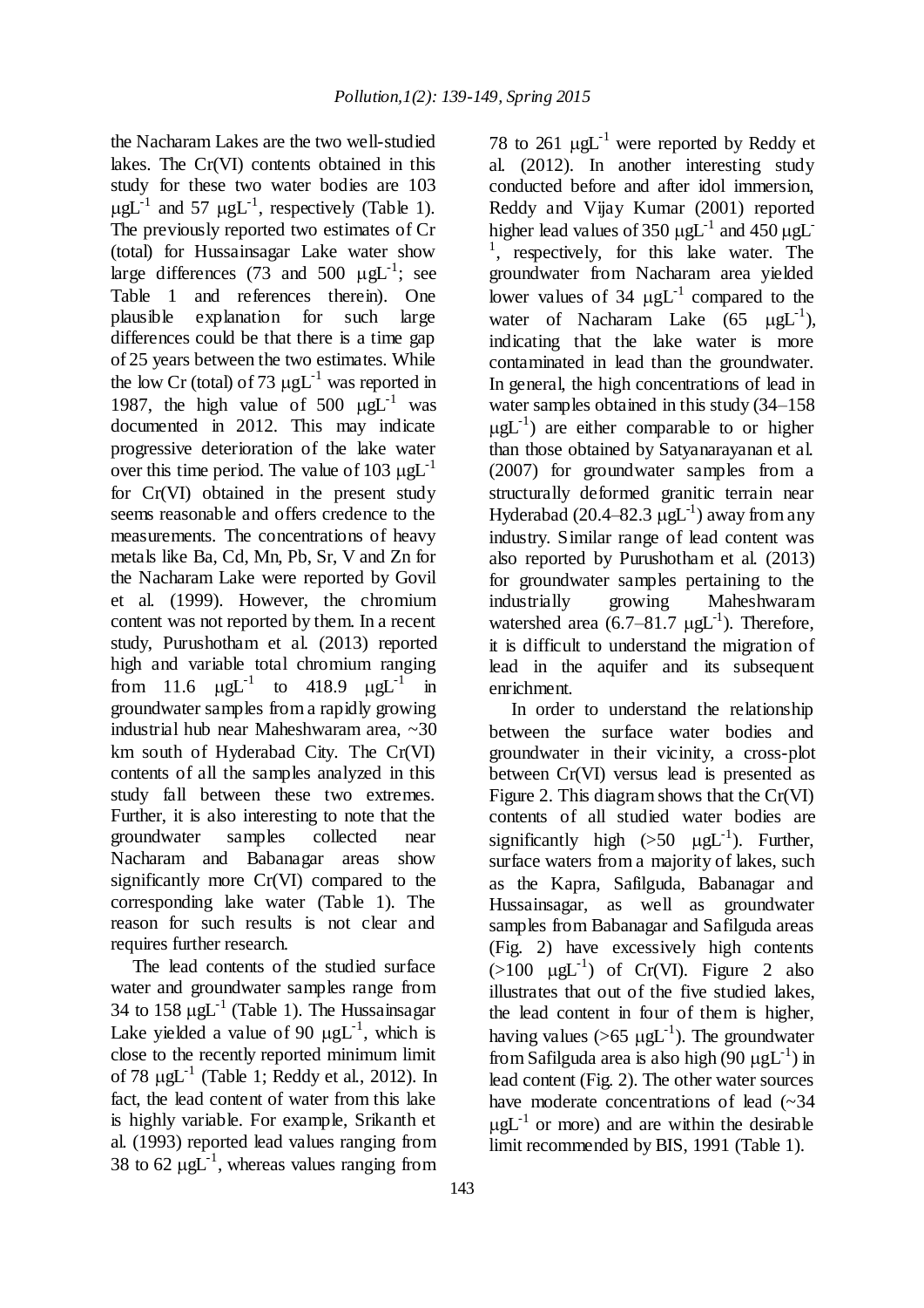the Nacharam Lakes are the two well-studied lakes. The Cr(VI) contents obtained in this study for these two water bodies are 103 $\mu gL^{-1}$ and 57 $\mu gL^{-1}$, respectively (Table 1). The previously reported two estimates of Cr (total) for Hussainsagar Lake water show large differences (73 and 500 $\mu gL^{-1}$; see Table 1 and references therein). One plausible explanation for such large differences could be that there is a time gap of 25 years between the two estimates. While the low Cr (total) of 73 $\mu gL^{-1}$ was reported in 1987, the high value of 500 $\mu gL^{-1}$ was documented in 2012. This may indicate progressive deterioration of the lake water over this time period. The value of 103 $\mu gL^{-1}$ for Cr(VI) obtained in the present study seems reasonable and offers credence to the measurements. The concentrations of heavy metals like Ba, Cd, Mn, Pb, Sr, V and Zn for the Nacharam Lake were reported by Govil et al. (1999). However, the chromium content was not reported by them. In a recent study, Purushotham et al. (2013) reported high and variable total chromium ranging from 11.6 $\mu gL^{-1}$ to 418.9 $\mu gL^{-1}$ in groundwater samples from a rapidly growing industrial hub near Maheshwaram area, ~30 km south of Hyderabad City. The Cr(VI) contents of all the samples analyzed in this study fall between these two extremes. Further, it is also interesting to note that the groundwater samples collected near Nacharam and Babanagar areas show significantly more Cr(VI) compared to the corresponding lake water (Table 1). The reason for such results is not clear and requires further research.

The lead contents of the studied surface water and groundwater samples range from 34 to 158 $\mu gL^{-1}$ (Table 1). The Hussainsagar Lake yielded a value of 90 $\mu gL^{-1}$, which is close to the recently reported minimum limit of 78 $\mu gL^{-1}$ (Table 1; Reddy et al., 2012). In fact, the lead content of water from this lake is highly variable. For example, Srikanth et al. (1993) reported lead values ranging from 38 to 62 $\mu gL^{-1}$, whereas values ranging from 78 to 261 $\mu gL^{-1}$ were reported by Reddy et al. (2012). In another interesting study conducted before and after idol immersion, Reddy and Vijay Kumar (2001) reported higher lead values of 350 $\mu gL^{-1}$ and 450 $\mu gL^{-1}$, respectively, for this lake water. The groundwater from Nacharam area yielded lower values of 34 $\mu gL^{-1}$ compared to the water of Nacharam Lake (65 $\mu gL^{-1}$), indicating that the lake water is more contaminated in lead than the groundwater. In general, the high concentrations of lead in water samples obtained in this study (34–158 $\mu gL^{-1}$) are either comparable to or higher than those obtained by Satyanarayanan et al. (2007) for groundwater samples from a structurally deformed granitic terrain near Hyderabad (20.4–82.3 $\mu gL^{-1}$) away from any industry. Similar range of lead content was also reported by Purushotham et al. (2013) for groundwater samples pertaining to the industrially growing Maheshwaram watershed area (6.7–81.7 $\mu gL^{-1}$). Therefore, it is difficult to understand the migration of lead in the aquifer and its subsequent enrichment.

In order to understand the relationship between the surface water bodies and groundwater in their vicinity, a cross-plot between Cr(VI) versus lead is presented as Figure 2. This diagram shows that the Cr(VI) contents of all studied water bodies are significantly high (>50 $\mu gL^{-1}$). Further, surface waters from a majority of lakes, such as the Kapra, Safilguda, Babanagar and Hussainsagar, as well as groundwater samples from Babanagar and Safilguda areas (Fig. 2) have excessively high contents (>100 $\mu gL^{-1}$) of Cr(VI). Figure 2 also illustrates that out of the five studied lakes, the lead content in four of them is higher, having values (>65 $\mu gL^{-1}$). The groundwater from Safilguda area is also high (90 $\mu gL^{-1}$) in lead content (Fig. 2). The other water sources have moderate concentrations of lead (~34 $\mu gL^{-1}$ or more) and are within the desirable limit recommended by BIS, 1991 (Table 1).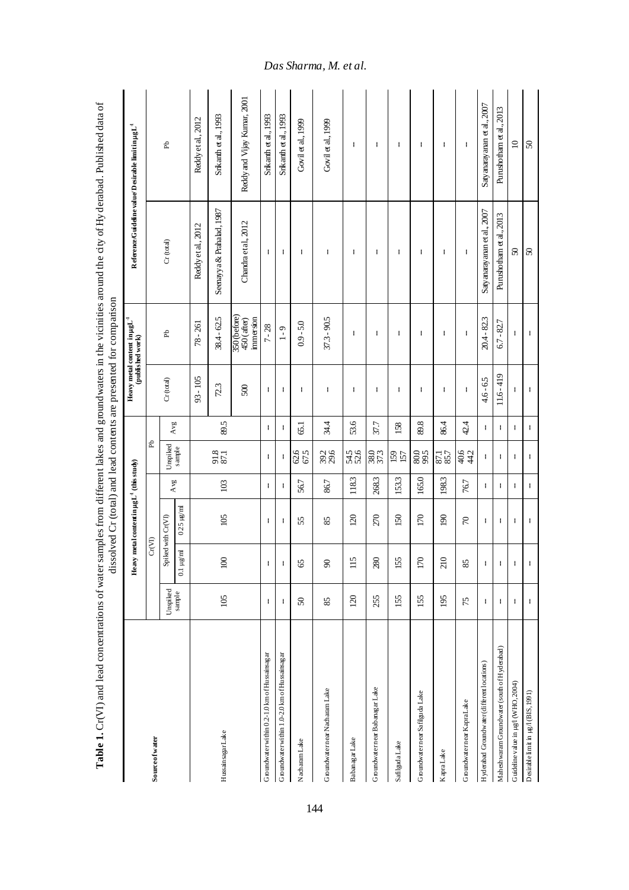**Table 1.** Cr(VI) and lead concentrations of water samples from different lakes and groundwaters in the vicinities around the city of Hyderabad. Published data of dissolved Cr (total) and lead contents are presented for comparison

| Source of water | Heavy metal content in μgL$^{-1}$ (this study) | | | | | | Heavy metal content in μgL$^{-1}$ (published work) | | Reference/Guideline value/Desirable limit in μgL$^{-1}$ | |
|---|---|---|---|---|---|---|---|---|---|---|
| | Cr(VI) | | | | Pb | | Cr (total) | Pb | Cr (total) | Pb |
| | Unspiked sample | Spiked with Cr(VI) 0.1 μg/ml | Spiked with Cr(VI) 0.25 μg/ml | Avg | Unspiked sample | Avg | | | | |
| Hussainsagar Lake | 105 | 100 | 105 | 103 | 91.8 87.1 | 89.5 | 93 - 105 | 78 - 261 | Reddy et al., 2012 | Reddy et al., 2012 |
| | | | | | | | 72.3 | 38.4 - 62.5 | Seenayya & Prahalad, 1987 | Srikanth et al., 1993 |
| | | | | | | | 500 | 350 (before) 450 (after) immersion | Chandra et al., 2012 | Reddy and Vijay Kumar, 2001 |
| Groundwater within 0.2-1.0 km of Hussainsagar | – | – | – | – | – | – | – | 7 - 28 | – | Srikanth et al., 1993 |
| Groundwater within 1.0-2.0 km of Hussainsagar | – | – | – | – | – | – | – | 1 - 9 | – | Srikanth et al., 1993 |
| Nacharam Lake | 50 | 65 | 55 | 56.7 | 62.6 67.5 | 65.1 | – | 0.9 - 5.0 | – | Govil et al., 1999 |
| Groundwater near Nacharam Lake | 85 | 90 | 85 | 86.7 | 39.2 29.6 | 34.4 | – | 37.3 - 90.5 | – | Govil et al., 1999 |
| Babanagar Lake | 120 | 115 | 120 | 118.3 | 54.5 52.6 | 53.6 | – | – | – | – |
| Groundwater near Babanagar Lake | 255 | 280 | 270 | 268.3 | 38.0 37.3 | 37.7 | – | – | – | – |
| Safilguda Lake | 155 | 155 | 150 | 153.3 | 159 157 | 158 | – | – | – | – |
| Groundwater near Safilguda Lake | 155 | 170 | 170 | 165.0 | 80.0 99.5 | 89.8 | – | – | – | – |
| Kapra Lake | 195 | 210 | 190 | 198.3 | 87.1 85.7 | 86.4 | – | – | – | – |
| Groundwater near Kapra Lake | 75 | 85 | 70 | 76.7 | 40.6 44.2 | 42.4 | – | – | – | – |
| Hyderabad Groundwater (different locations) | – | – | – | – | – | – | 4.6 - 6.5 | 20.4 - 82.3 | Satyanarayanan et al., 2007 | Satyanarayanan et al., 2007 |
| Maheshwaram Groundwater (south of Hyderabad) | – | – | – | – | – | – | 11.6 - 419 | 6.7 - 82.7 | Purushotham et al., 2013 | Purushotham et al., 2013 |
| Guideline value in μg/l (WHO, 2004) | – | – | – | – | – | – | – | – | 50 | 10 |
| Desirable limit in μg/l (BIS, 1991) | – | – | – | – | – | – | – | – | 50 | 50 |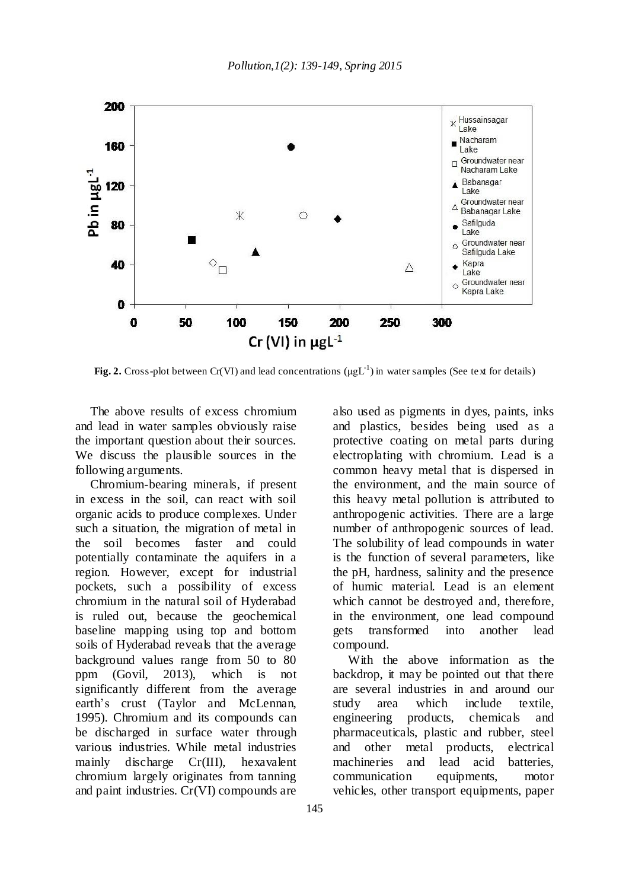**Fig. 2.** Cross-plot between Cr(VI) and lead concentrations ($\mu gL^{-1}$) in water samples (See text for details)

The above results of excess chromium and lead in water samples obviously raise the important question about their sources. We discuss the plausible sources in the following arguments.

Chromium-bearing minerals, if present in excess in the soil, can react with soil organic acids to produce complexes. Under such a situation, the migration of metal in the soil becomes faster and could potentially contaminate the aquifers in a region. However, except for industrial pockets, such a possibility of excess chromium in the natural soil of Hyderabad is ruled out, because the geochemical baseline mapping using top and bottom soils of Hyderabad reveals that the average background values range from 50 to 80 ppm (Govil, 2013), which is not significantly different from the average earth's crust (Taylor and McLennan, 1995). Chromium and its compounds can be discharged in surface water through various industries. While metal industries mainly discharge Cr(III), hexavalent chromium largely originates from tanning and paint industries. Cr(VI) compounds are also used as pigments in dyes, paints, inks and plastics, besides being used as a protective coating on metal parts during electroplating with chromium. Lead is a common heavy metal that is dispersed in the environment, and the main source of this heavy metal pollution is attributed to anthropogenic activities. There are a large number of anthropogenic sources of lead. The solubility of lead compounds in water is the function of several parameters, like the pH, hardness, salinity and the presence of humic material. Lead is an element which cannot be destroyed and, therefore, in the environment, one lead compound gets transformed into another lead compound.

With the above information as the backdrop, it may be pointed out that there are several industries in and around our study area which include textile, engineering products, chemicals and pharmaceuticals, plastic and rubber, steel and other metal products, electrical machineries and lead acid batteries, communication equipments, motor vehicles, other transport equipments, paper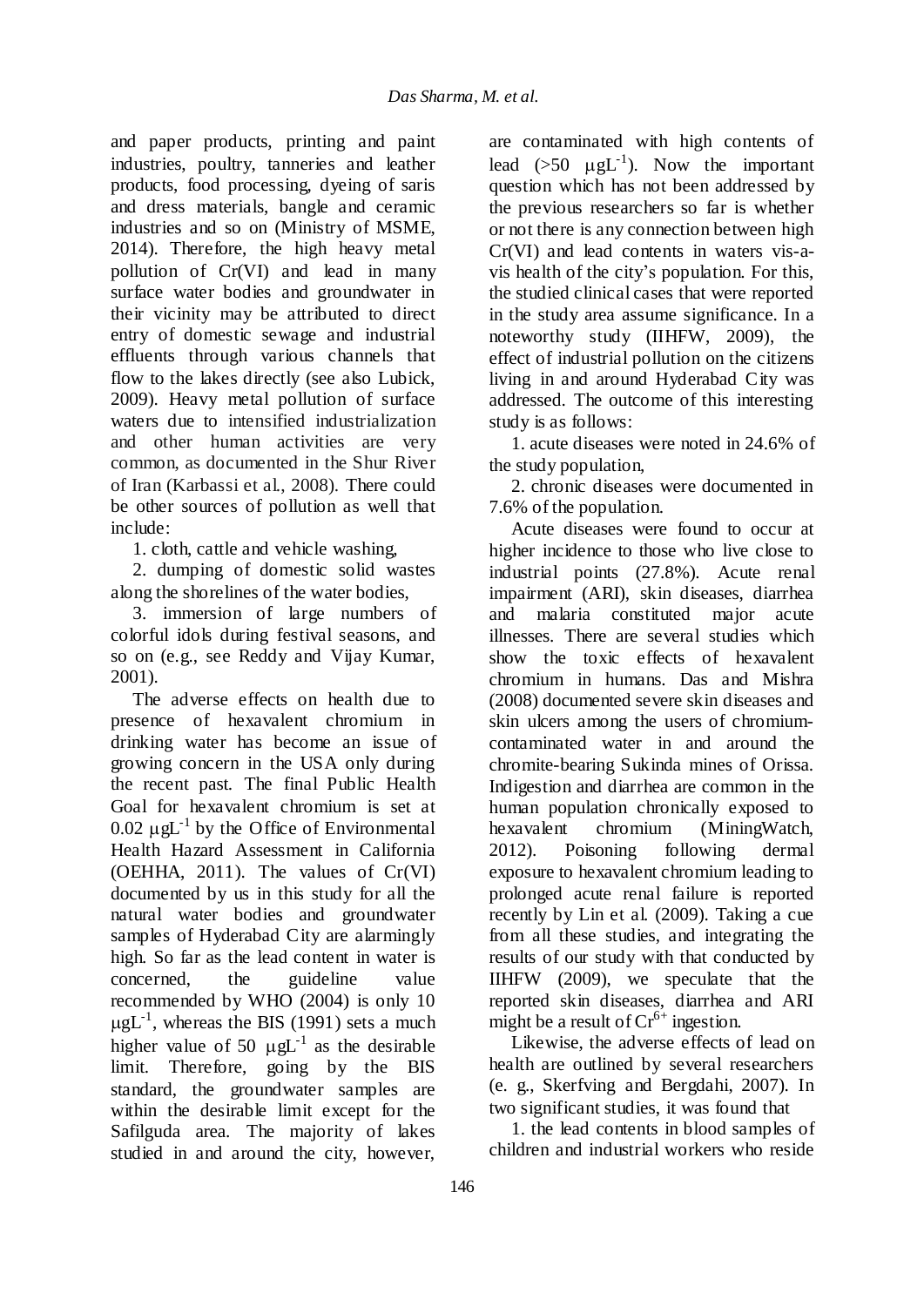and paper products, printing and paint industries, poultry, tanneries and leather products, food processing, dyeing of saris and dress materials, bangle and ceramic industries and so on (Ministry of MSME, 2014). Therefore, the high heavy metal pollution of Cr(VI) and lead in many surface water bodies and groundwater in their vicinity may be attributed to direct entry of domestic sewage and industrial effluents through various channels that flow to the lakes directly (see also Lubick, 2009). Heavy metal pollution of surface waters due to intensified industrialization and other human activities are very common, as documented in the Shur River of Iran (Karbassi et al., 2008). There could be other sources of pollution as well that include:

1. cloth, cattle and vehicle washing,
2. dumping of domestic solid wastes along the shorelines of the water bodies,
3. immersion of large numbers of colorful idols during festival seasons, and so on (e.g., see Reddy and Vijay Kumar, 2001).

The adverse effects on health due to presence of hexavalent chromium in drinking water has become an issue of growing concern in the USA only during the recent past. The final Public Health Goal for hexavalent chromium is set at 0.02 $\mu gL^{-1}$ by the Office of Environmental Health Hazard Assessment in California (OEHHA, 2011). The values of Cr(VI) documented by us in this study for all the natural water bodies and groundwater samples of Hyderabad City are alarmingly high. So far as the lead content in water is concerned, the guideline value recommended by WHO (2004) is only 10 $\mu gL^{-1}$, whereas the BIS (1991) sets a much higher value of 50 $\mu gL^{-1}$ as the desirable limit. Therefore, going by the BIS standard, the groundwater samples are within the desirable limit except for the Safilguda area. The majority of lakes studied in and around the city, however, are contaminated with high contents of lead (>50 $\mu gL^{-1}$). Now the important question which has not been addressed by the previous researchers so far is whether or not there is any connection between high Cr(VI) and lead contents in waters vis-a-vis health of the city's population. For this, the studied clinical cases that were reported in the study area assume significance. In a noteworthy study (IIHFW, 2009), the effect of industrial pollution on the citizens living in and around Hyderabad City was addressed. The outcome of this interesting study is as follows:

1. acute diseases were noted in 24.6% of the study population,
2. chronic diseases were documented in 7.6% of the population.

Acute diseases were found to occur at higher incidence to those who live close to industrial points (27.8%). Acute renal impairment (ARI), skin diseases, diarrhea and malaria constituted major acute illnesses. There are several studies which show the toxic effects of hexavalent chromium in humans. Das and Mishra (2008) documented severe skin diseases and skin ulcers among the users of chromium-contaminated water in and around the chromite-bearing Sukinda mines of Orissa. Indigestion and diarrhea are common in the human population chronically exposed to hexavalent chromium (MiningWatch, 2012). Poisoning following dermal exposure to hexavalent chromium leading to prolonged acute renal failure is reported recently by Lin et al. (2009). Taking a cue from all these studies, and integrating the results of our study with that conducted by IIHFW (2009), we speculate that the reported skin diseases, diarrhea and ARI might be a result of $Cr^{6+}$ ingestion.

Likewise, the adverse effects of lead on health are outlined by several researchers (e. g., Skerfving and Bergdahi, 2007). In two significant studies, it was found that

1. the lead contents in blood samples of children and industrial workers who reside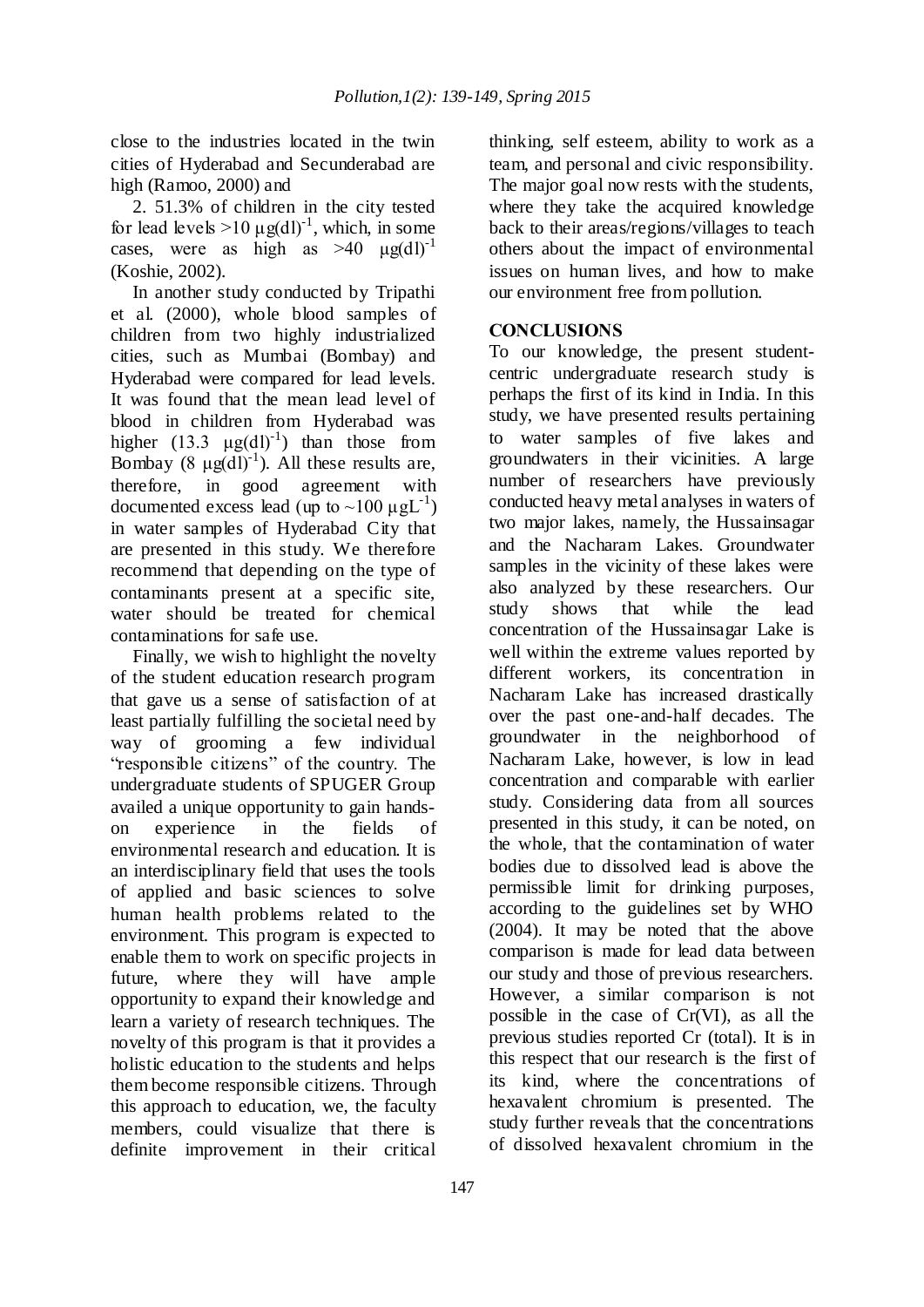close to the industries located in the twin cities of Hyderabad and Secunderabad are high (Ramoo, 2000) and

2. 51.3% of children in the city tested for lead levels >10 $\mu g(dl)^{-1}$, which, in some cases, were as high as >40 $\mu g(dl)^{-1}$ (Koshie, 2002).

In another study conducted by Tripathi et al. (2000), whole blood samples of children from two highly industrialized cities, such as Mumbai (Bombay) and Hyderabad were compared for lead levels. It was found that the mean lead level of blood in children from Hyderabad was higher (13.3 $\mu g(dl)^{-1}$) than those from Bombay (8 $\mu g(dl)^{-1}$). All these results are, therefore, in good agreement with documented excess lead (up to ~100 $\mu gL^{-1}$) in water samples of Hyderabad City that are presented in this study. We therefore recommend that depending on the type of contaminants present at a specific site, water should be treated for chemical contaminations for safe use.

Finally, we wish to highlight the novelty of the student education research program that gave us a sense of satisfaction of at least partially fulfilling the societal need by way of grooming a few individual "responsible citizens" of the country. The undergraduate students of SPUGER Group availed a unique opportunity to gain hands-on experience in the fields of environmental research and education. It is an interdisciplinary field that uses the tools of applied and basic sciences to solve human health problems related to the environment. This program is expected to enable them to work on specific projects in future, where they will have ample opportunity to expand their knowledge and learn a variety of research techniques. The novelty of this program is that it provides a holistic education to the students and helps them become responsible citizens. Through this approach to education, we, the faculty members, could visualize that there is definite improvement in their critical thinking, self esteem, ability to work as a team, and personal and civic responsibility. The major goal now rests with the students, where they take the acquired knowledge back to their areas/regions/villages to teach others about the impact of environmental issues on human lives, and how to make our environment free from pollution.

## CONCLUSIONS

To our knowledge, the present student-centric undergraduate research study is perhaps the first of its kind in India. In this study, we have presented results pertaining to water samples of five lakes and groundwaters in their vicinities. A large number of researchers have previously conducted heavy metal analyses in waters of two major lakes, namely, the Hussainsagar and the Nacharam Lakes. Groundwater samples in the vicinity of these lakes were also analyzed by these researchers. Our study shows that while the lead concentration of the Hussainsagar Lake is well within the extreme values reported by different workers, its concentration in Nacharam Lake has increased drastically over the past one-and-half decades. The groundwater in the neighborhood of Nacharam Lake, however, is low in lead concentration and comparable with earlier study. Considering data from all sources presented in this study, it can be noted, on the whole, that the contamination of water bodies due to dissolved lead is above the permissible limit for drinking purposes, according to the guidelines set by WHO (2004). It may be noted that the above comparison is made for lead data between our study and those of previous researchers. However, a similar comparison is not possible in the case of Cr(VI), as all the previous studies reported Cr (total). It is in this respect that our research is the first of its kind, where the concentrations of hexavalent chromium is presented. The study further reveals that the concentrations of dissolved hexavalent chromium in the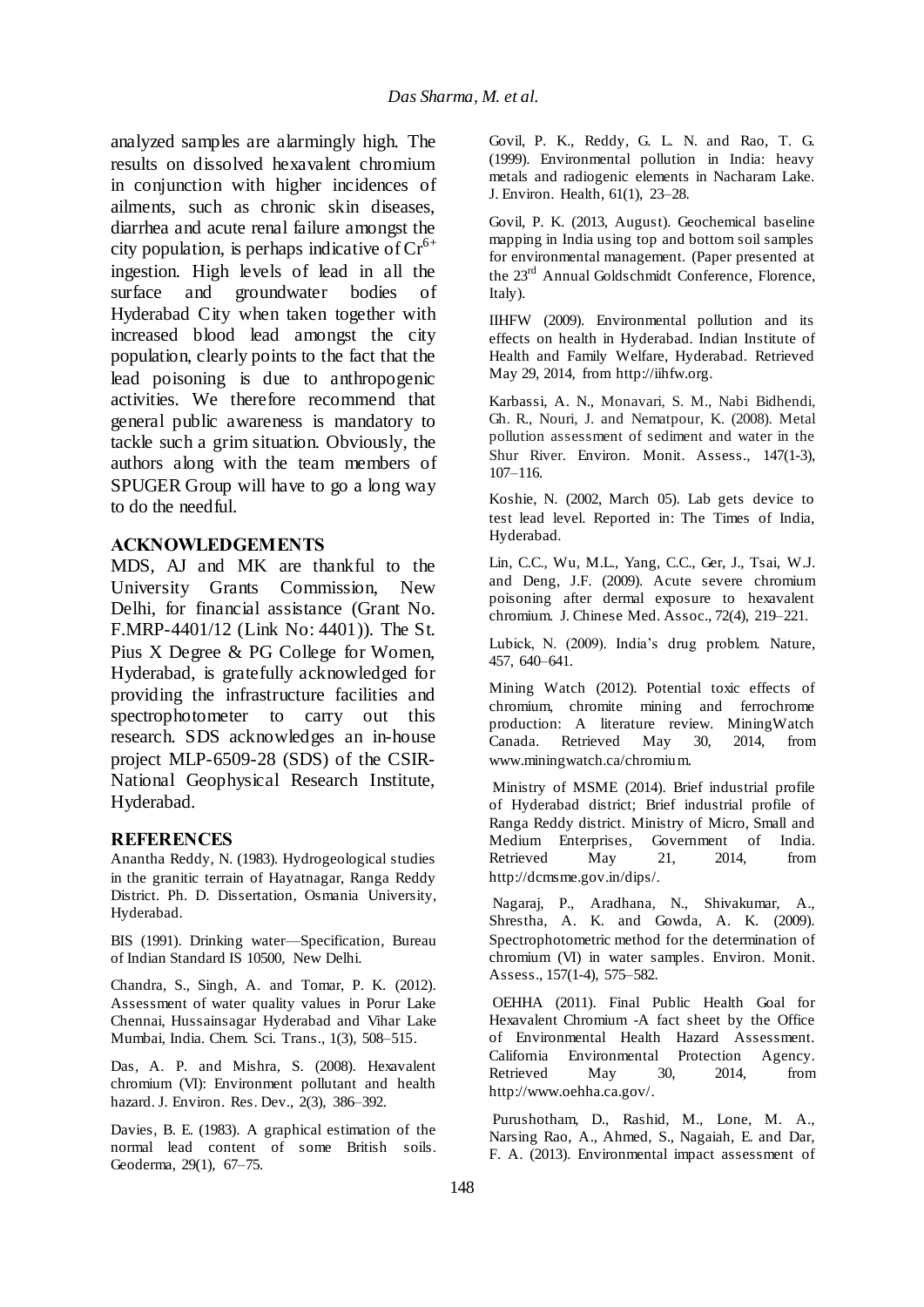analyzed samples are alarmingly high. The results on dissolved hexavalent chromium in conjunction with higher incidences of ailments, such as chronic skin diseases, diarrhea and acute renal failure amongst the city population, is perhaps indicative of $Cr^{6+}$ ingestion. High levels of lead in all the surface and groundwater bodies of Hyderabad City when taken together with increased blood lead amongst the city population, clearly points to the fact that the lead poisoning is due to anthropogenic activities. We therefore recommend that general public awareness is mandatory to tackle such a grim situation. Obviously, the authors along with the team members of SPUGER Group will have to go a long way to do the needful.

## ACKNOWLEDGEMENTS

MDS, AJ and MK are thankful to the University Grants Commission, New Delhi, for financial assistance (Grant No. F.MRP-4401/12 (Link No: 4401)). The St. Pius X Degree & PG College for Women, Hyderabad, is gratefully acknowledged for providing the infrastructure facilities and spectrophotometer to carry out this research. SDS acknowledges an in-house project MLP-6509-28 (SDS) of the CSIR-National Geophysical Research Institute, Hyderabad.

## REFERENCES

Anantha Reddy, N. (1983). Hydrogeological studies in the granitic terrain of Hayatnagar, Ranga Reddy District. Ph. D. Dissertation, Osmania University, Hyderabad.

BIS (1991). Drinking water—Specification, Bureau of Indian Standard IS 10500, New Delhi.

Chandra, S., Singh, A. and Tomar, P. K. (2012). Assessment of water quality values in Porur Lake Chennai, Hussainsagar Hyderabad and Vihar Lake Mumbai, India. Chem. Sci. Trans., 1(3), 508–515.

Das, A. P. and Mishra, S. (2008). Hexavalent chromium (VI): Environment pollutant and health hazard. J. Environ. Res. Dev., 2(3), 386–392.

Davies, B. E. (1983). A graphical estimation of the normal lead content of some British soils. Geoderma, 29(1), 67–75.

Govil, P. K., Reddy, G. L. N. and Rao, T. G. (1999). Environmental pollution in India: heavy metals and radiogenic elements in Nacharam Lake. J. Environ. Health, 61(1), 23–28.

Govil, P. K. (2013, August). Geochemical baseline mapping in India using top and bottom soil samples for environmental management. (Paper presented at the 23rd Annual Goldschmidt Conference, Florence, Italy).

IIHFW (2009). Environmental pollution and its effects on health in Hyderabad. Indian Institute of Health and Family Welfare, Hyderabad. Retrieved May 29, 2014, from http://iihfw.org.

Karbassi, A. N., Monavari, S. M., Nabi Bidhendi, Gh. R., Nouri, J. and Nematpour, K. (2008). Metal pollution assessment of sediment and water in the Shur River. Environ. Monit. Assess., 147(1-3), 107–116.

Koshie, N. (2002, March 05). Lab gets device to test lead level. Reported in: The Times of India, Hyderabad.

Lin, C.C., Wu, M.L., Yang, C.C., Ger, J., Tsai, W.J. and Deng, J.F. (2009). Acute severe chromium poisoning after dermal exposure to hexavalent chromium. J. Chinese Med. Assoc., 72(4), 219–221.

Lubick, N. (2009). India's drug problem. Nature, 457, 640–641.

Mining Watch (2012). Potential toxic effects of chromium, chromite mining and ferrochrome production: A literature review. MiningWatch Canada. Retrieved May 30, 2014, from www.miningwatch.ca/chromium.

Ministry of MSME (2014). Brief industrial profile of Hyderabad district; Brief industrial profile of Ranga Reddy district. Ministry of Micro, Small and Medium Enterprises, Government of India. Retrieved May 21, 2014, from http://dcmsme.gov.in/dips/.

Nagaraj, P., Aradhana, N., Shivakumar, A., Shrestha, A. K. and Gowda, A. K. (2009). Spectrophotometric method for the determination of chromium (VI) in water samples. Environ. Monit. Assess., 157(1-4), 575–582.

OEHHA (2011). Final Public Health Goal for Hexavalent Chromium -A fact sheet by the Office of Environmental Health Hazard Assessment. California Environmental Protection Agency. Retrieved May 30, 2014, from http://www.oehha.ca.gov/.

Purushotham, D., Rashid, M., Lone, M. A., Narsing Rao, A., Ahmed, S., Nagaiah, E. and Dar, F. A. (2013). Environmental impact assessment of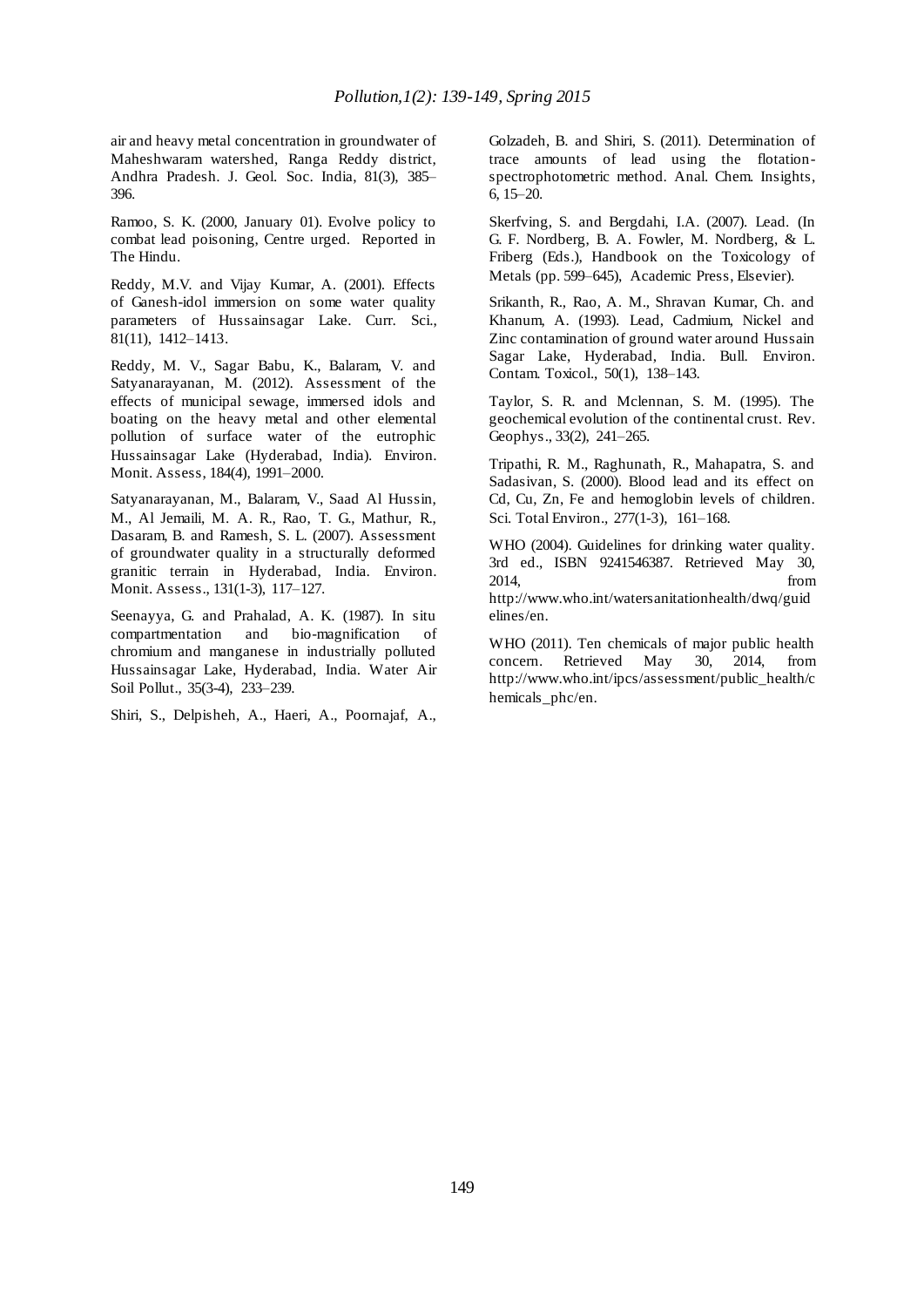air and heavy metal concentration in groundwater of Maheshwaram watershed, Ranga Reddy district, Andhra Pradesh. J. Geol. Soc. India, 81(3), 385–396.

Ramoo, S. K. (2000, January 01). Evolve policy to combat lead poisoning, Centre urged. Reported in The Hindu.

Reddy, M.V. and Vijay Kumar, A. (2001). Effects of Ganesh-idol immersion on some water quality parameters of Hussainsagar Lake. Curr. Sci., 81(11), 1412–1413.

Reddy, M. V., Sagar Babu, K., Balaram, V. and Satyanarayanan, M. (2012). Assessment of the effects of municipal sewage, immersed idols and boating on the heavy metal and other elemental pollution of surface water of the eutrophic Hussainsagar Lake (Hyderabad, India). Environ. Monit. Assess, 184(4), 1991–2000.

Satyanarayanan, M., Balaram, V., Saad Al Hussin, M., Al Jemaili, M. A. R., Rao, T. G., Mathur, R., Dasaram, B. and Ramesh, S. L. (2007). Assessment of groundwater quality in a structurally deformed granitic terrain in Hyderabad, India. Environ. Monit. Assess., 131(1-3), 117–127.

Seenayya, G. and Prahalad, A. K. (1987). In situ compartmentation and bio-magnification of chromium and manganese in industrially polluted Hussainsagar Lake, Hyderabad, India. Water Air Soil Pollut., 35(3-4), 233–239.

Shiri, S., Delpisheh, A., Haeri, A., Poornajaf, A., Golzadeh, B. and Shiri, S. (2011). Determination of trace amounts of lead using the flotation-spectrophotometric method. Anal. Chem. Insights, 6, 15–20.

Skerfving, S. and Bergdahi, I.A. (2007). Lead. (In G. F. Nordberg, B. A. Fowler, M. Nordberg, & L. Friberg (Eds.), Handbook on the Toxicology of Metals (pp. 599–645), Academic Press, Elsevier).

Srikanth, R., Rao, A. M., Shravan Kumar, Ch. and Khanum, A. (1993). Lead, Cadmium, Nickel and Zinc contamination of ground water around Hussain Sagar Lake, Hyderabad, India. Bull. Environ. Contam. Toxicol., 50(1), 138–143.

Taylor, S. R. and Mclennan, S. M. (1995). The geochemical evolution of the continental crust. Rev. Geophys., 33(2), 241–265.

Tripathi, R. M., Raghunath, R., Mahapatra, S. and Sadasivan, S. (2000). Blood lead and its effect on Cd, Cu, Zn, Fe and hemoglobin levels of children. Sci. Total Environ., 277(1-3), 161–168.

WHO (2004). Guidelines for drinking water quality. 3rd ed., ISBN 9241546387. Retrieved May 30, 2014, from http://www.who.int/watersanitationhealth/dwq/guidelines/en.

WHO (2011). Ten chemicals of major public health concern. Retrieved May 30, 2014, from http://www.who.int/ipcs/assessment/public_health/chemicals_phc/en.